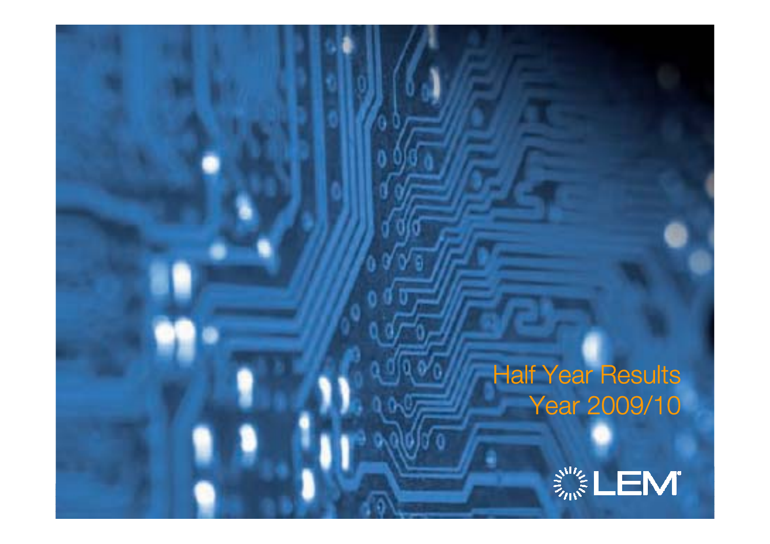# Half Year Results
## Year 2009/10

LEM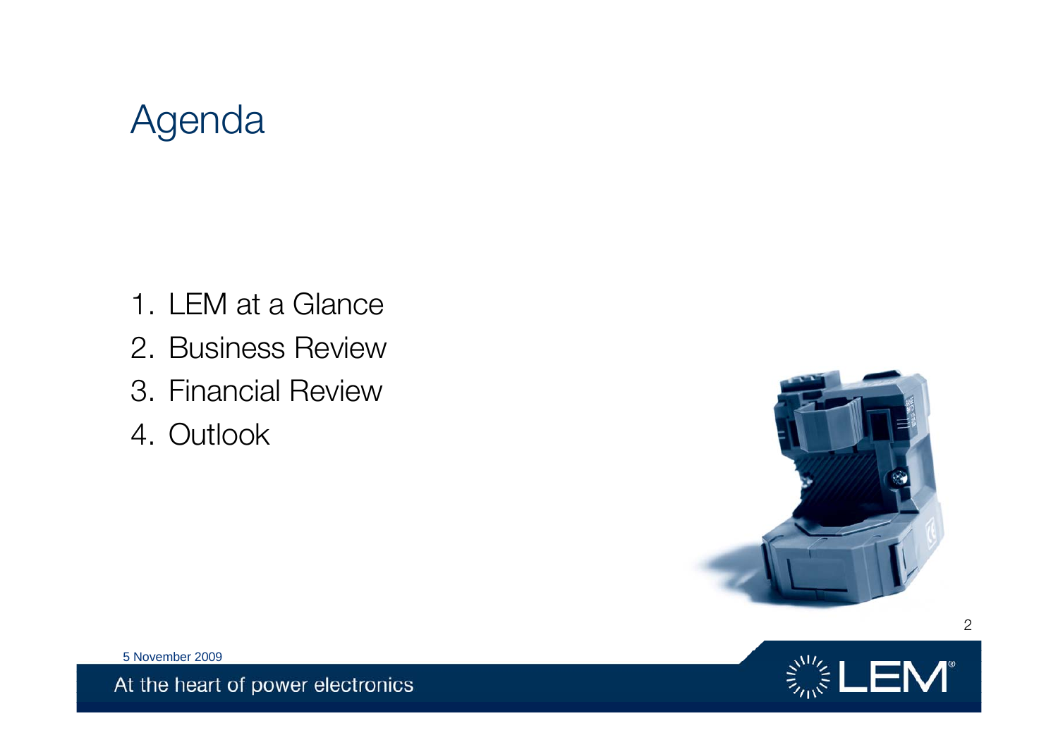# Agenda

1. LEM at a Glance
2. Business Review
3. Financial Review
4. Outlook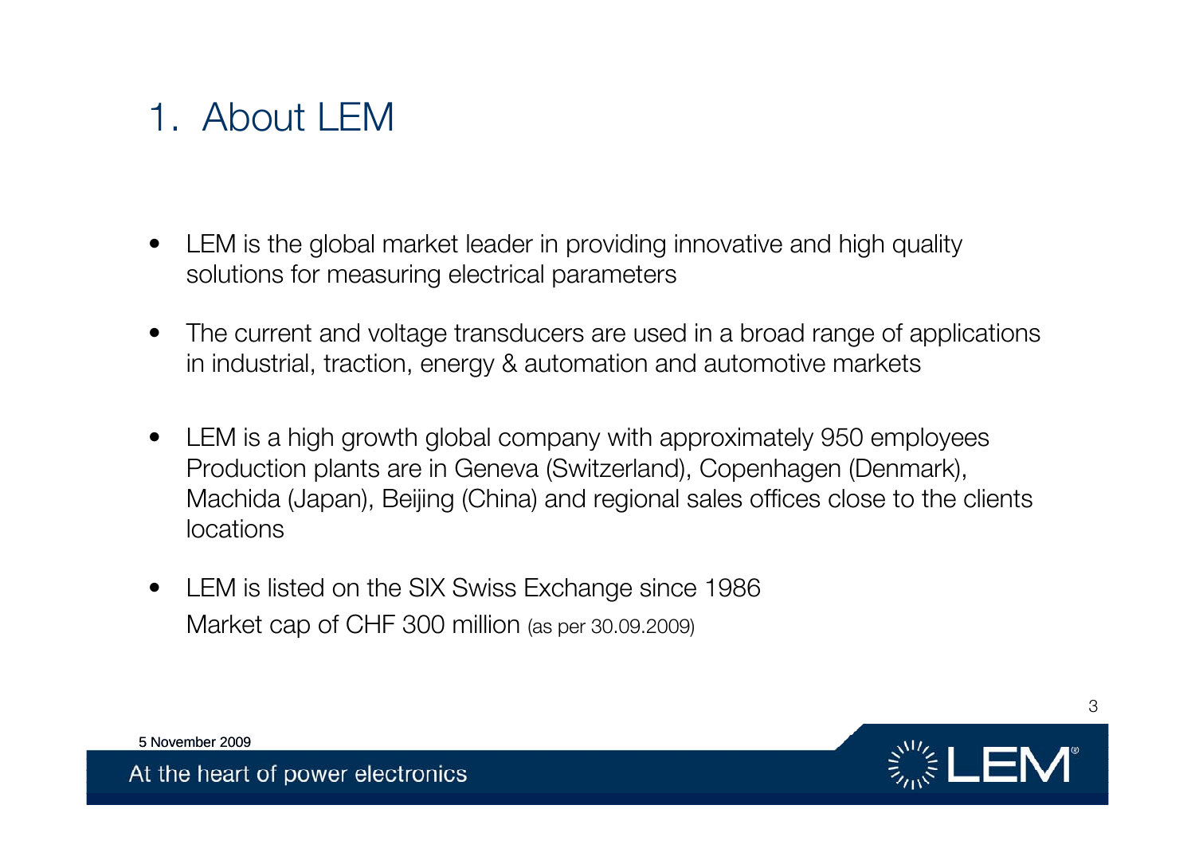# 1. About LEM

- LEM is the global market leader in providing innovative and high quality solutions for measuring electrical parameters
- The current and voltage transducers are used in a broad range of applications in industrial, traction, energy & automation and automotive markets
- LEM is a high growth global company with approximately 950 employees Production plants are in Geneva (Switzerland), Copenhagen (Denmark), Machida (Japan), Beijing (China) and regional sales offices close to the clients locations
- LEM is listed on the SIX Swiss Exchange since 1986
  Market cap of CHF 300 million (as per 30.09.2009)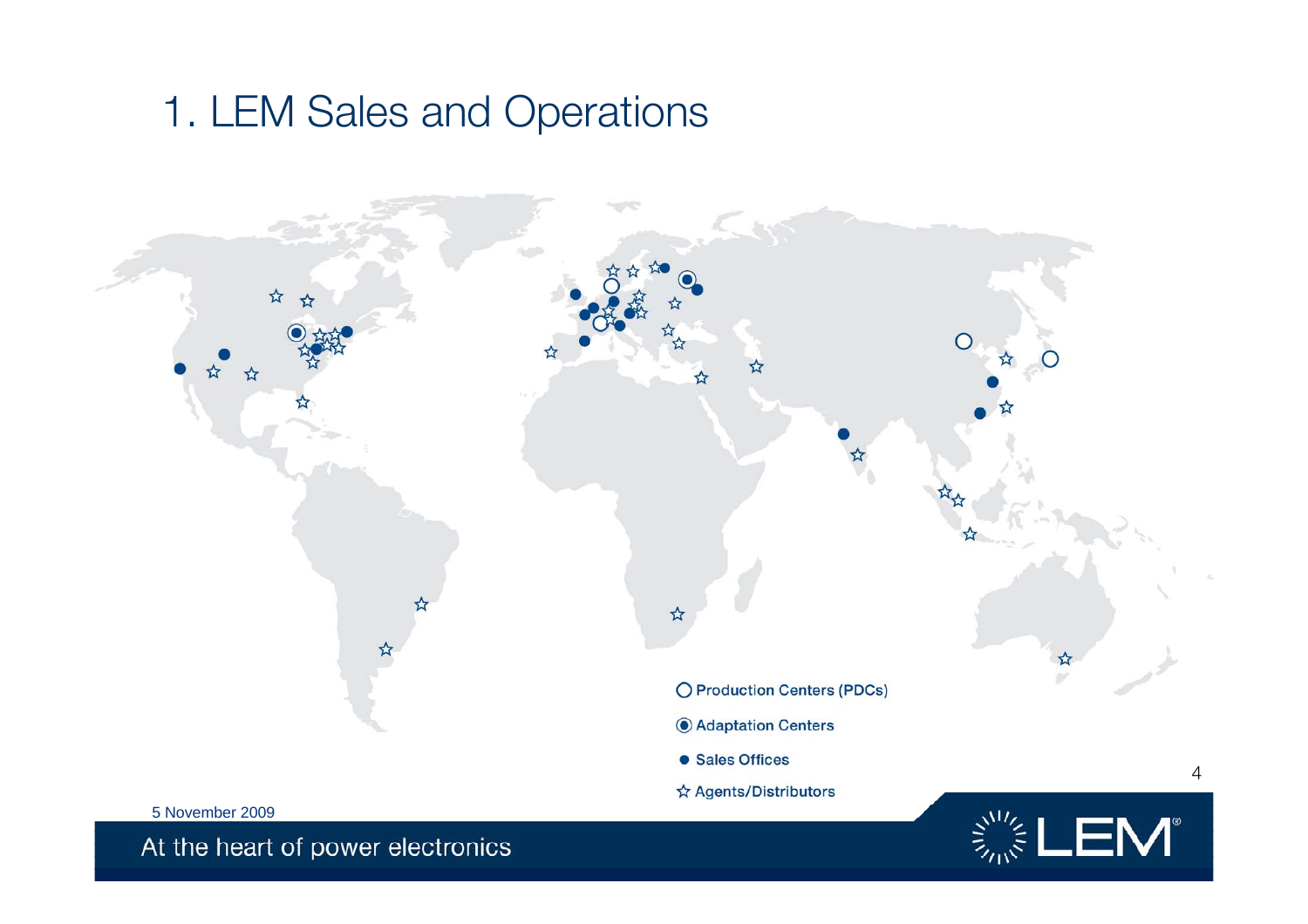# 1. LEM Sales and Operations

- ○ Production Centers (PDCs)
- ◉ Adaptation Centers
- ● Sales Offices
- ☆ Agents/Distributors

5 November 2009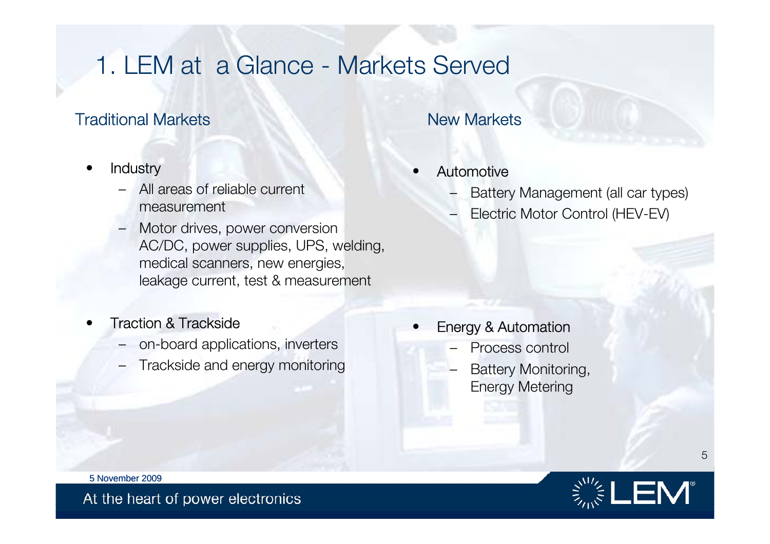# 1. LEM at a Glance - Markets Served

## Traditional Markets

- Industry
  - All areas of reliable current measurement
  - Motor drives, power conversion AC/DC, power supplies, UPS, welding, medical scanners, new energies, leakage current, test & measurement
- Traction & Trackside
  - on-board applications, inverters
  - Trackside and energy monitoring

## New Markets

- Automotive
  - Battery Management (all car types)
  - Electric Motor Control (HEV-EV)
- Energy & Automation
  - Process control
  - Battery Monitoring, Energy Metering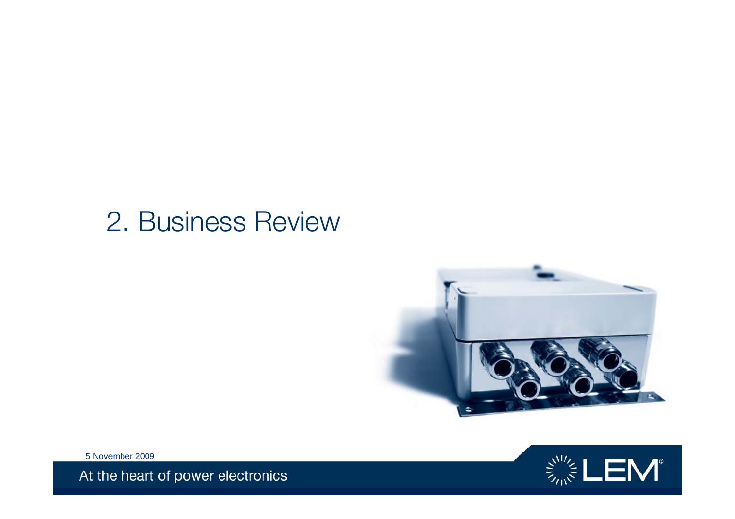# 2. Business Review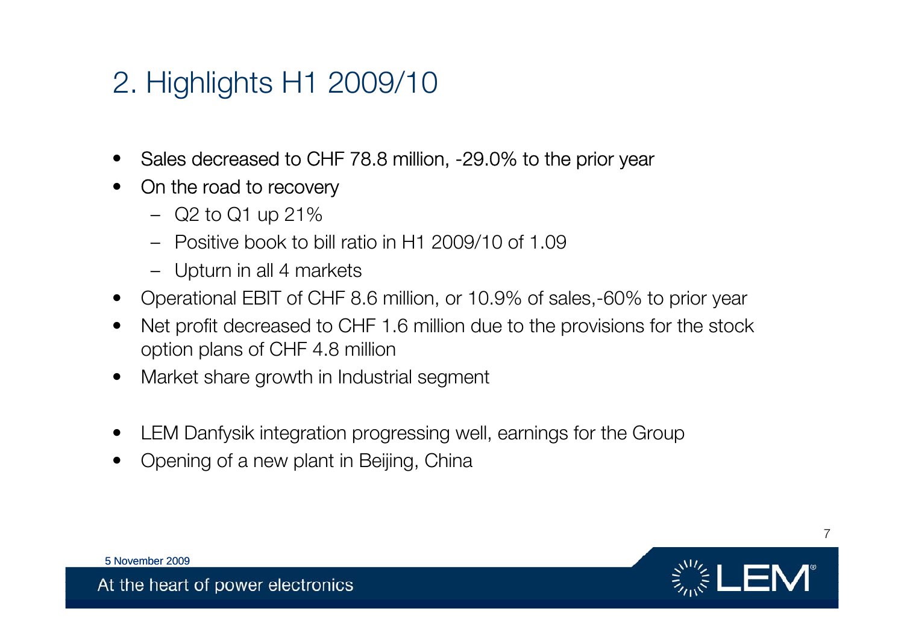# 2. Highlights H1 2009/10

- Sales decreased to CHF 78.8 million, -29.0% to the prior year
- On the road to recovery
  - Q2 to Q1 up 21%
  - Positive book to bill ratio in H1 2009/10 of 1.09
  - Upturn in all 4 markets
- Operational EBIT of CHF 8.6 million, or 10.9% of sales,-60% to prior year
- Net profit decreased to CHF 1.6 million due to the provisions for the stock option plans of CHF 4.8 million
- Market share growth in Industrial segment

- LEM Danfysik integration progressing well, earnings for the Group
- Opening of a new plant in Beijing, China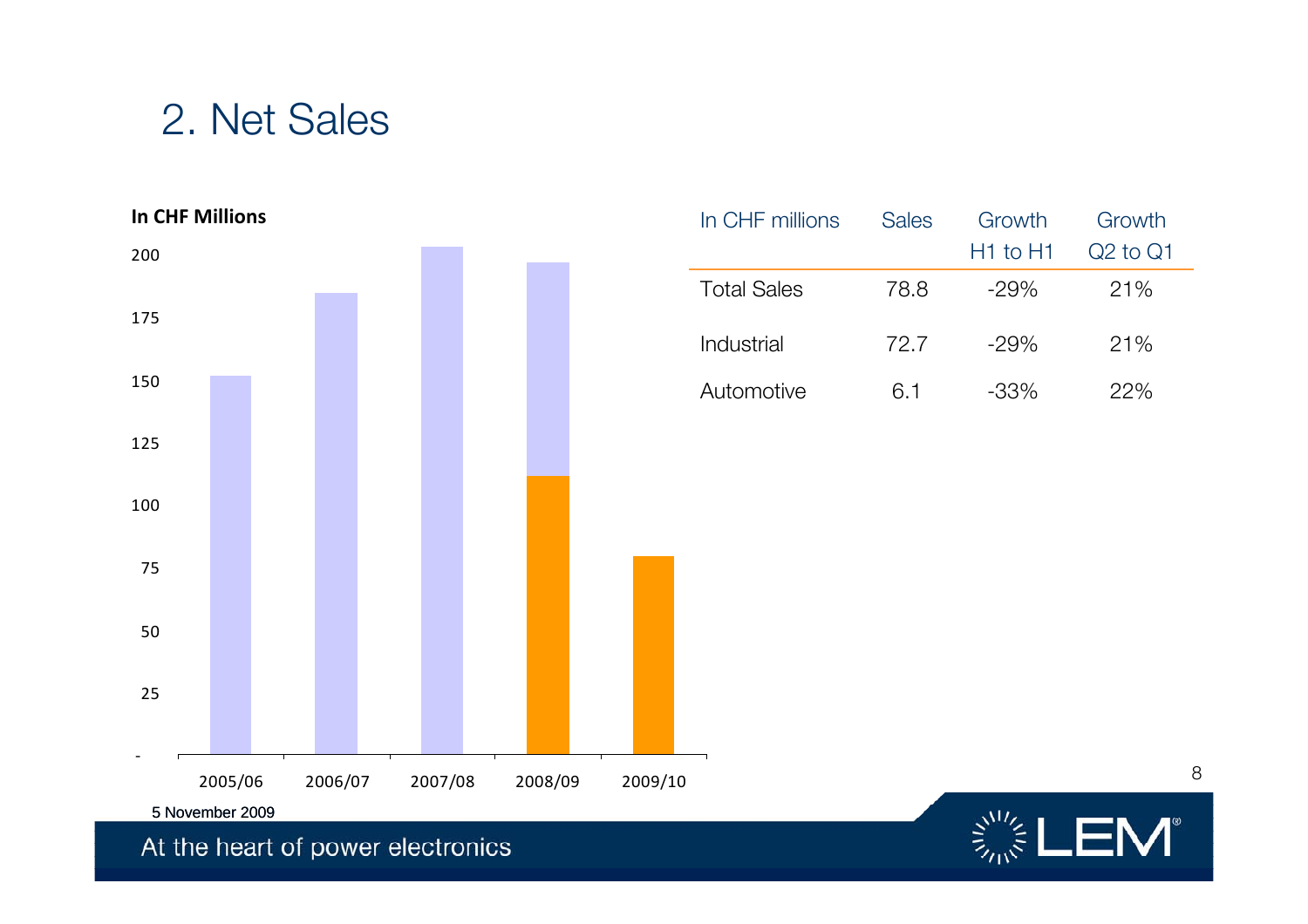# 2. Net Sales

In CHF Millions

| In CHF millions | Sales | Growth H1 to H1 | Growth Q2 to Q1 |
|---|---|---|---|
| Total Sales | 78.8 | -29% | 21% |
| Industrial | 72.7 | -29% | 21% |
| Automotive | 6.1 | -33% | 22% |

5 November 2009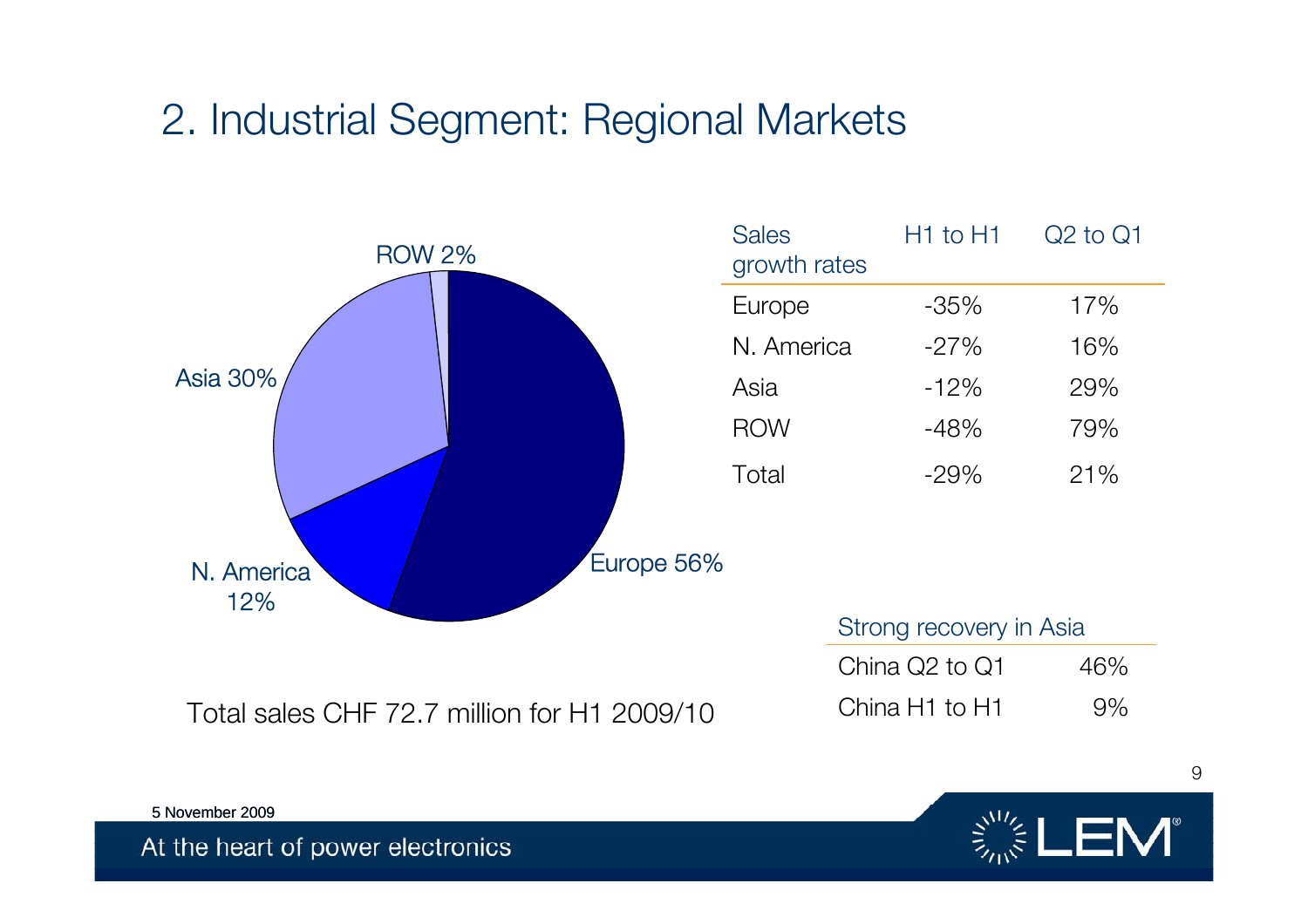# 2. Industrial Segment: Regional Markets

ROW 2%

Asia 30%

N. America 12%

Europe 56%

Total sales CHF 72.7 million for H1 2009/10

| Sales growth rates | H1 to H1 | Q2 to Q1 |
| --- | --- | --- |
| Europe | -35% | 17% |
| N. America | -27% | 16% |
| Asia | -12% | 29% |
| ROW | -48% | 79% |
| Total | -29% | 21% |

| Strong recovery in Asia | |
| --- | --- |
| China Q2 to Q1 | 46% |
| China H1 to H1 | 9% |

5 November 2009

At the heart of power electronics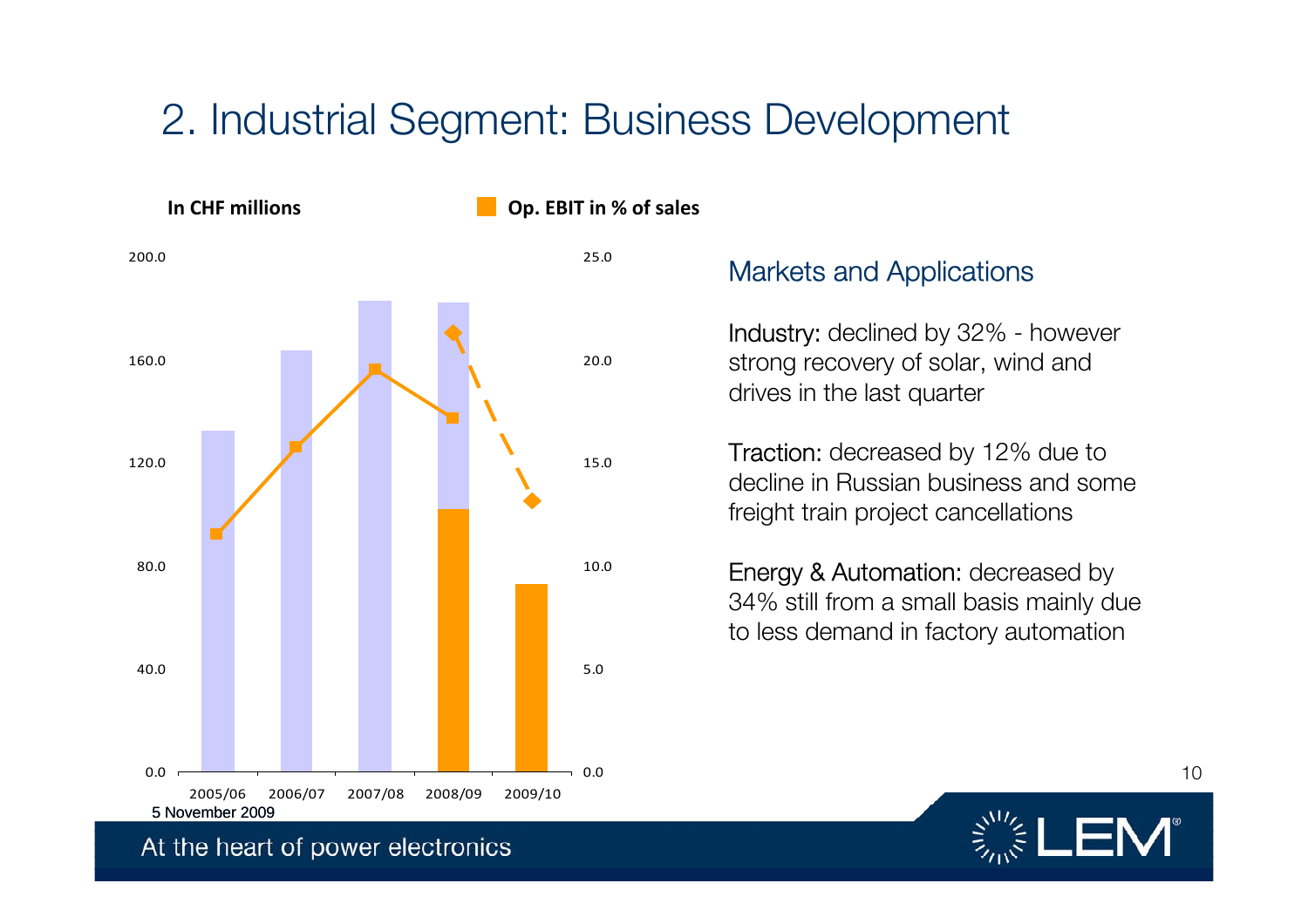# 2. Industrial Segment: Business Development

In CHF millions

Op. EBIT in % of sales

| | 2005/06 | 2006/07 | 2007/08 | 2008/09 | 2009/10 |
|---|---|---|---|---|---|

## Markets and Applications

Industry: declined by 32% - however strong recovery of solar, wind and drives in the last quarter

Traction: decreased by 12% due to decline in Russian business and some freight train project cancellations

Energy & Automation: decreased by 34% still from a small basis mainly due to less demand in factory automation

5 November 2009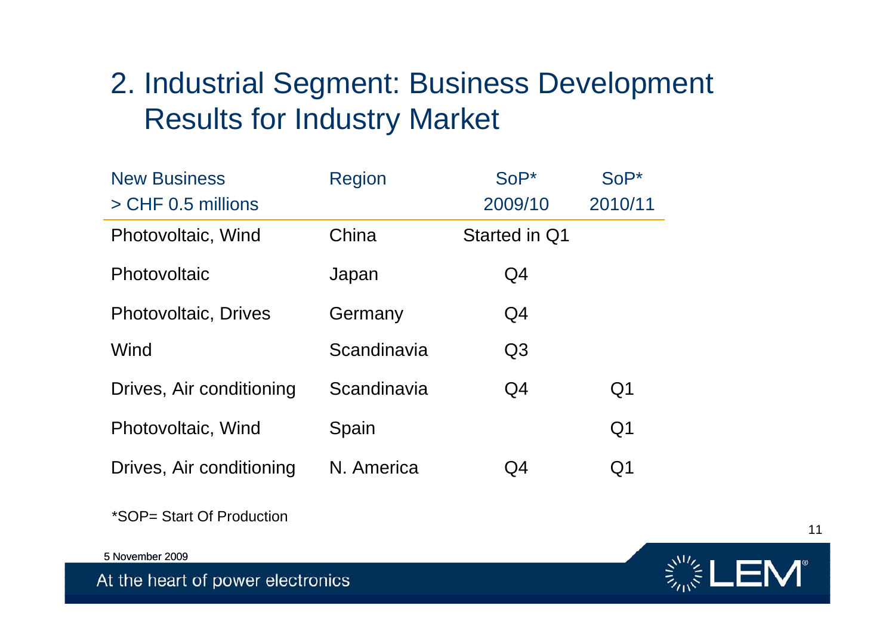# 2. Industrial Segment: Business Development Results for Industry Market

| New Business > CHF 0.5 millions | Region | SoP* 2009/10 | SoP* 2010/11 |
|---|---|---|---|
| Photovoltaic, Wind | China | Started in Q1 | |
| Photovoltaic | Japan | Q4 | |
| Photovoltaic, Drives | Germany | Q4 | |
| Wind | Scandinavia | Q3 | |
| Drives, Air conditioning | Scandinavia | Q4 | Q1 |
| Photovoltaic, Wind | Spain | | Q1 |
| Drives, Air conditioning | N. America | Q4 | Q1 |

*SOP= Start Of Production

5 November 2009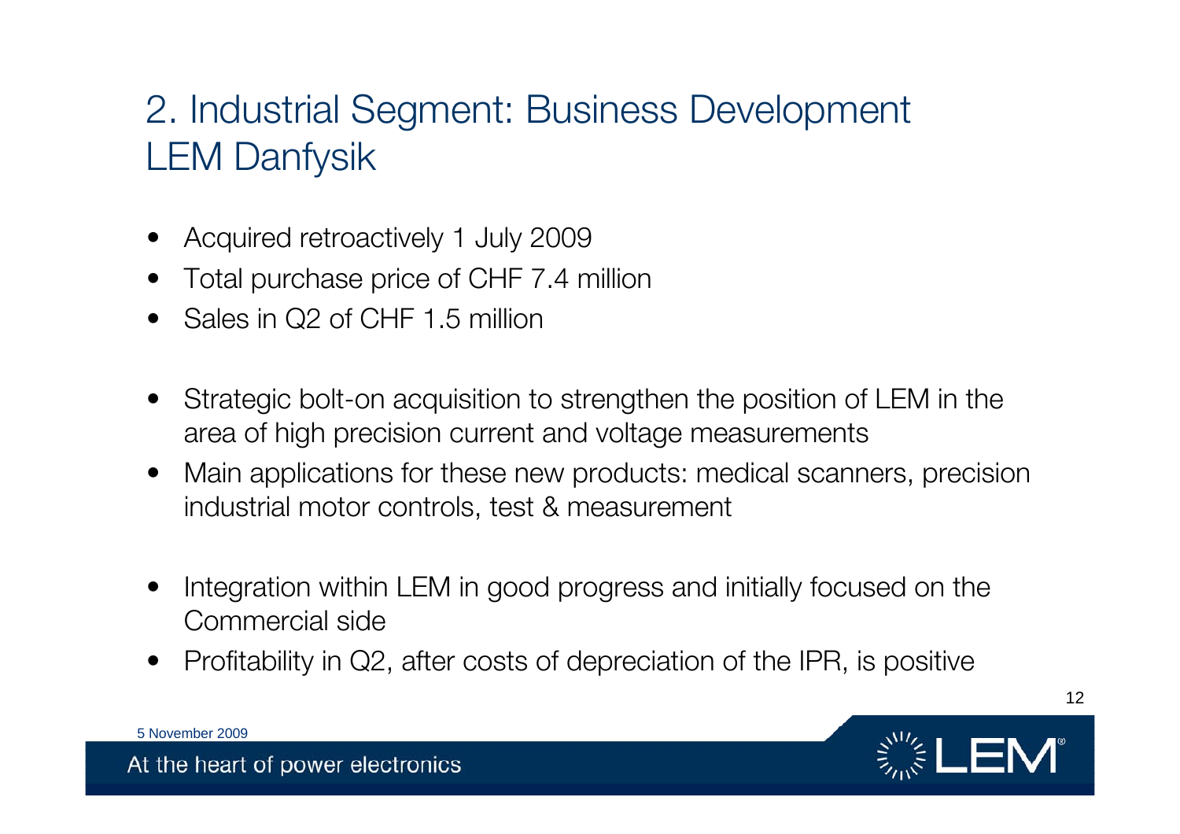# 2. Industrial Segment: Business Development LEM Danfysik

- Acquired retroactively 1 July 2009
- Total purchase price of CHF 7.4 million
- Sales in Q2 of CHF 1.5 million

- Strategic bolt-on acquisition to strengthen the position of LEM in the area of high precision current and voltage measurements
- Main applications for these new products: medical scanners, precision industrial motor controls, test & measurement

- Integration within LEM in good progress and initially focused on the Commercial side
- Profitability in Q2, after costs of depreciation of the IPR, is positive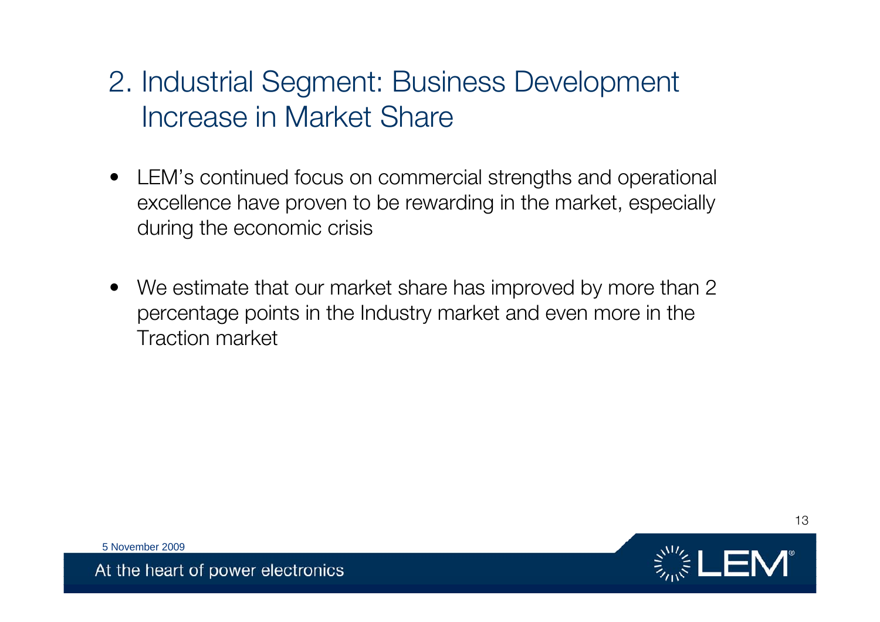# 2. Industrial Segment: Business Development Increase in Market Share

- LEM's continued focus on commercial strengths and operational excellence have proven to be rewarding in the market, especially during the economic crisis
- We estimate that our market share has improved by more than 2 percentage points in the Industry market and even more in the Traction market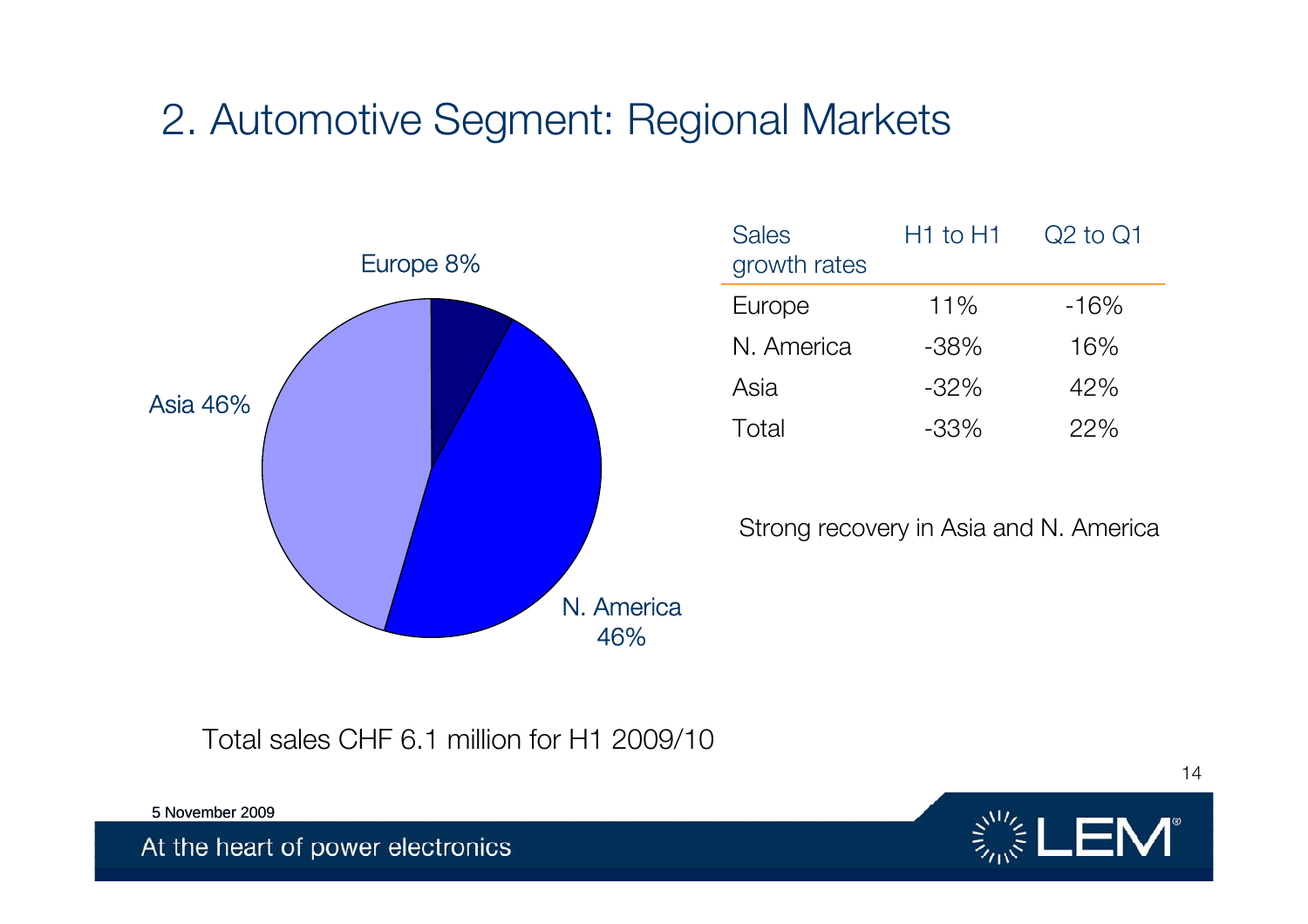## 2. Automotive Segment: Regional Markets

Europe 8%

Asia 46%

N. America 46%

| Sales growth rates | H1 to H1 | Q2 to Q1 |
|---|---|---|
| Europe | 11% | -16% |
| N. America | -38% | 16% |
| Asia | -32% | 42% |
| Total | -33% | 22% |

Strong recovery in Asia and N. America

Total sales CHF 6.1 million for H1 2009/10

5 November 2009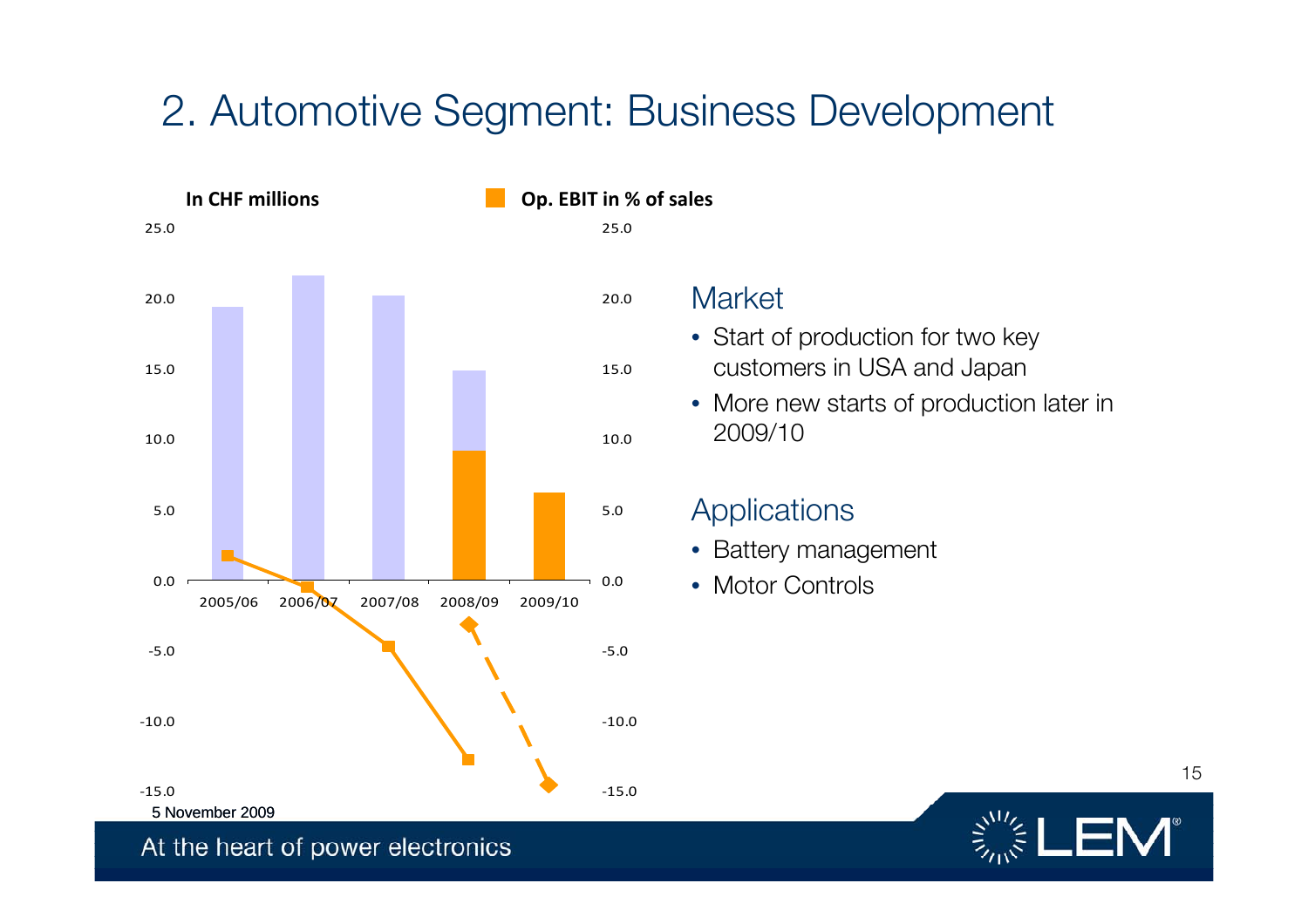# 2. Automotive Segment: Business Development

In CHF millions

Op. EBIT in % of sales

2005/06 2006/07 2007/08 2008/09 2009/10

## Market

- Start of production for two key customers in USA and Japan
- More new starts of production later in 2009/10

## Applications

- Battery management
- Motor Controls

5 November 2009

At the heart of power electronics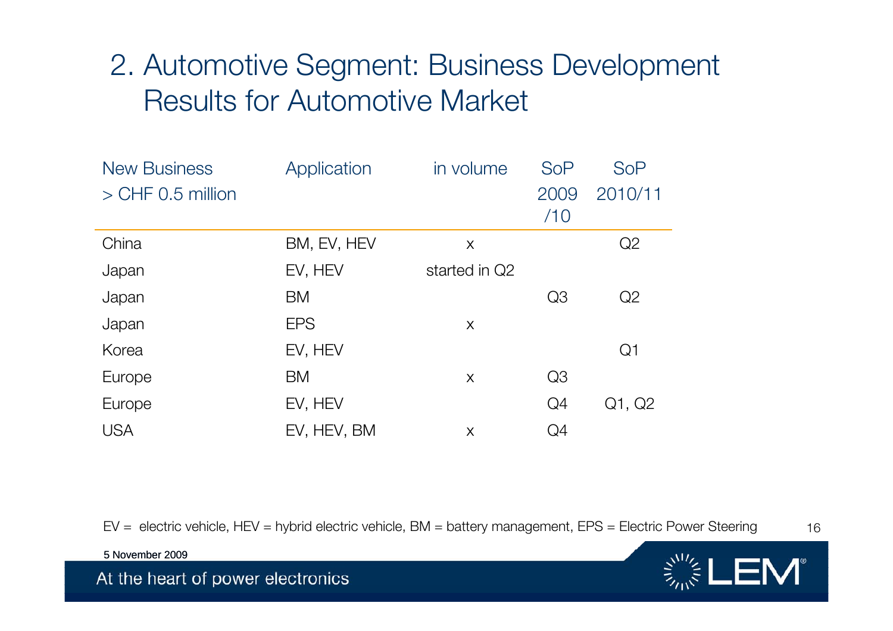# 2. Automotive Segment: Business Development Results for Automotive Market

| New Business > CHF 0.5 million | Application | in volume | SoP 2009 /10 | SoP 2010/11 |
|---|---|---|---|---|
| China | BM, EV, HEV | x | | Q2 |
| Japan | EV, HEV | started in Q2 | | |
| Japan | BM | | Q3 | Q2 |
| Japan | EPS | x | | |
| Korea | EV, HEV | | | Q1 |
| Europe | BM | x | Q3 | |
| Europe | EV, HEV | | Q4 | Q1, Q2 |
| USA | EV, HEV, BM | x | Q4 | |

EV = electric vehicle, HEV = hybrid electric vehicle, BM = battery management, EPS = Electric Power Steering

5 November 2009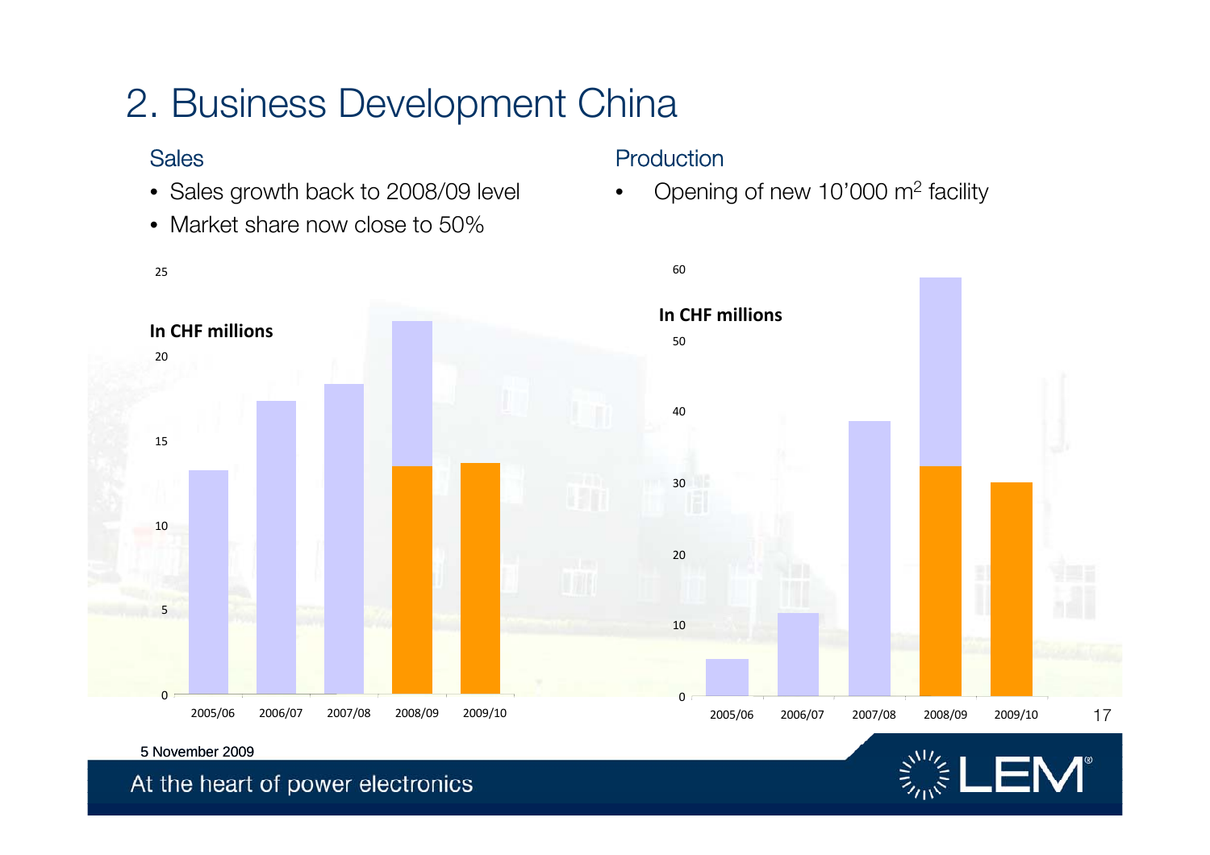# 2. Business Development China

## Sales

- Sales growth back to 2008/09 level
- Market share now close to 50%

In CHF millions

| Year | Sales |
|---|---|
| 2005/06 | ~13 |
| 2006/07 | ~17 |
| 2007/08 | ~18 |
| 2008/09 | ~22 (H1: ~13.5) |
| 2009/10 | ~13.5 (H1) |

## Production

- Opening of new 10'000 m$^2$ facility

In CHF millions

| Year | Production |
|---|---|
| 2005/06 | ~5 |
| 2006/07 | ~12 |
| 2007/08 | ~39 |
| 2008/09 | ~59 (H1: ~32) |
| 2009/10 | ~30 (H1) |

5 November 2009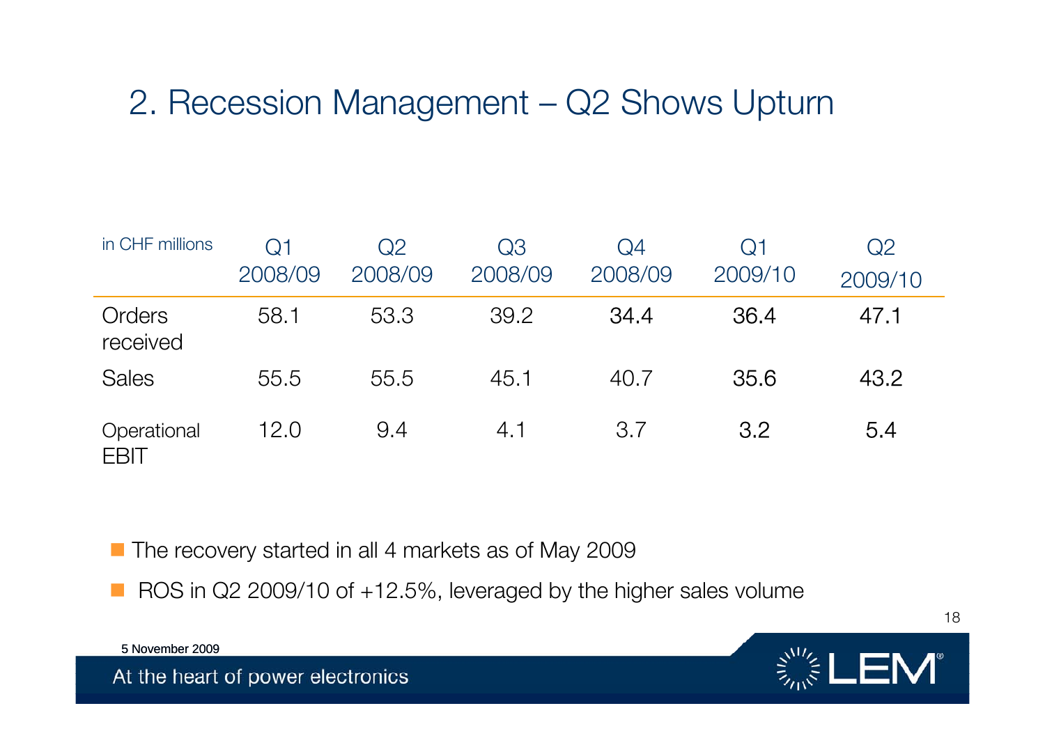# 2. Recession Management – Q2 Shows Upturn

| in CHF millions | Q1 2008/09 | Q2 2008/09 | Q3 2008/09 | Q4 2008/09 | Q1 2009/10 | Q2 2009/10 |
|---|---|---|---|---|---|---|
| Orders received | 58.1 | 53.3 | 39.2 | 34.4 | 36.4 | 47.1 |
| Sales | 55.5 | 55.5 | 45.1 | 40.7 | 35.6 | 43.2 |
| Operational EBIT | 12.0 | 9.4 | 4.1 | 3.7 | 3.2 | 5.4 |

- The recovery started in all 4 markets as of May 2009
- ROS in Q2 2009/10 of +12.5%, leveraged by the higher sales volume

5 November 2009

At the heart of power electronics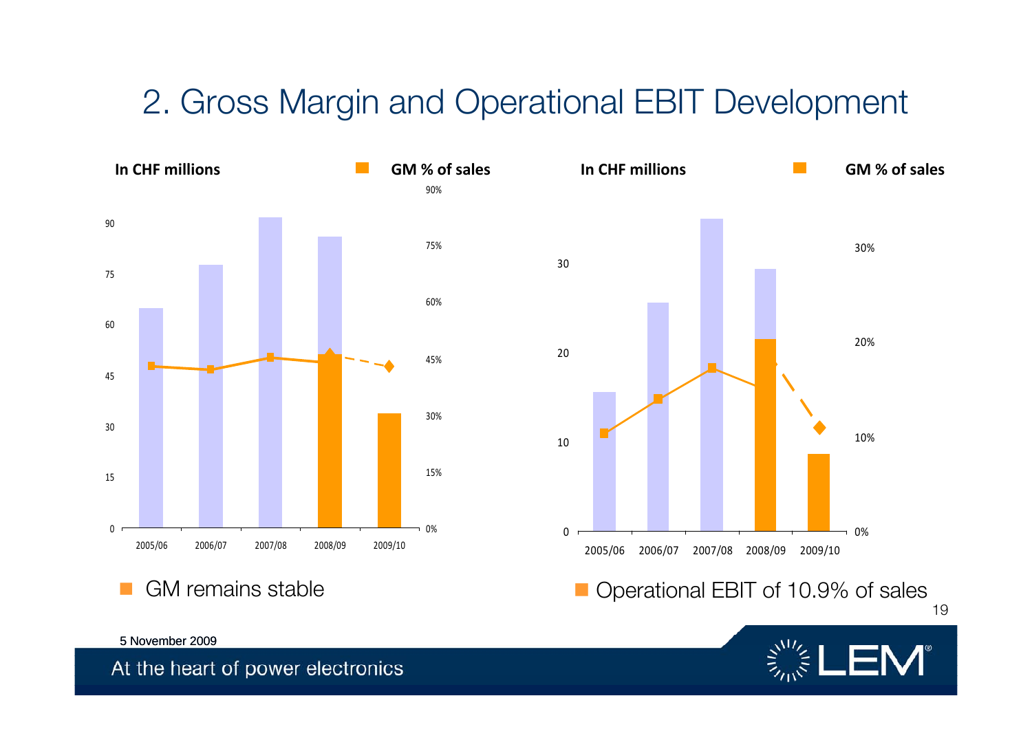# 2. Gross Margin and Operational EBIT Development

In CHF millions | GM % of sales

| | 2005/06 | 2006/07 | 2007/08 | 2008/09 | 2009/10 |
|---|---|---|---|---|---|

- GM remains stable

In CHF millions | GM % of sales

| | 2005/06 | 2006/07 | 2007/08 | 2008/09 | 2009/10 |
|---|---|---|---|---|---|

- Operational EBIT of 10.9% of sales

5 November 2009

At the heart of power electronics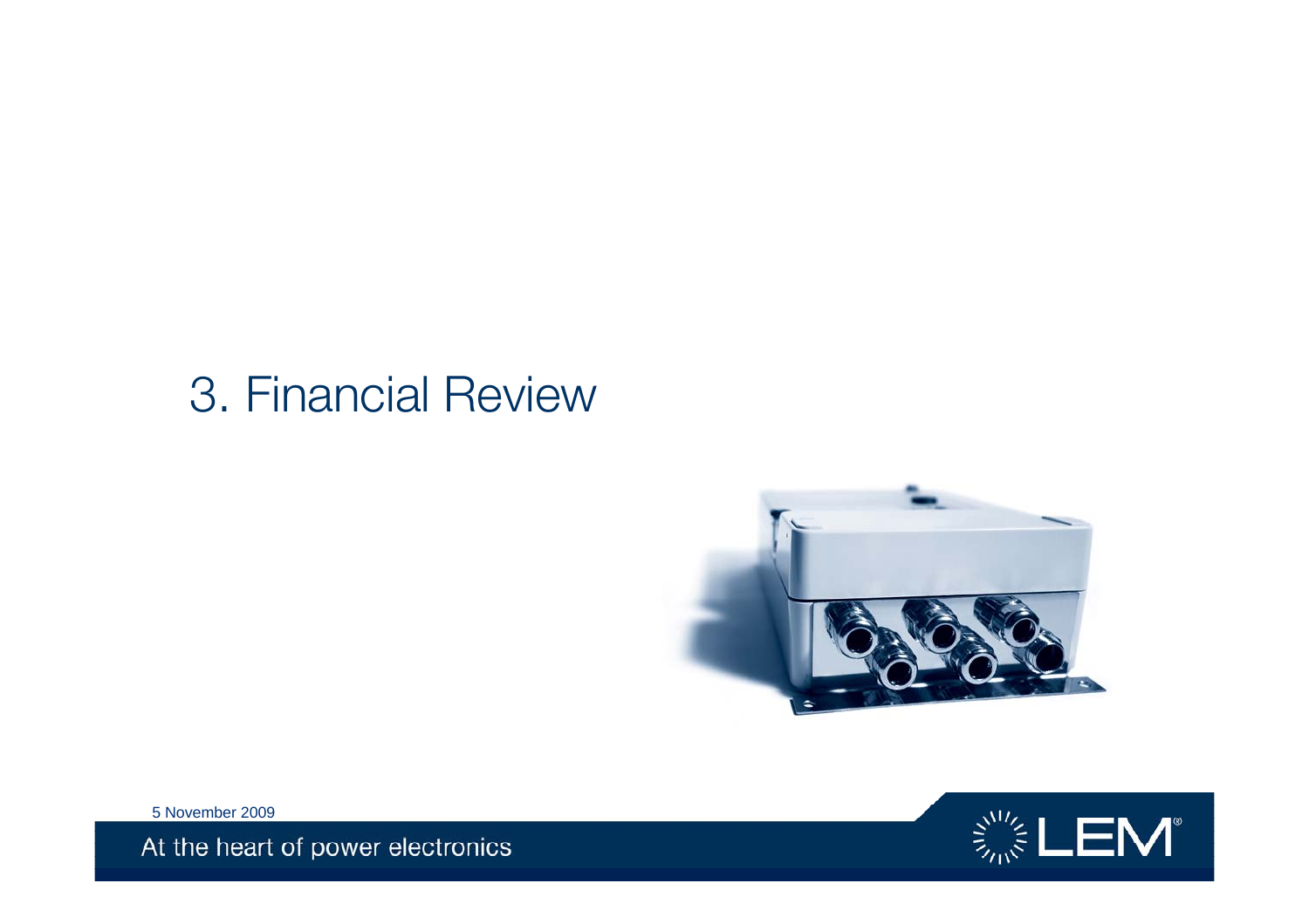# 3. Financial Review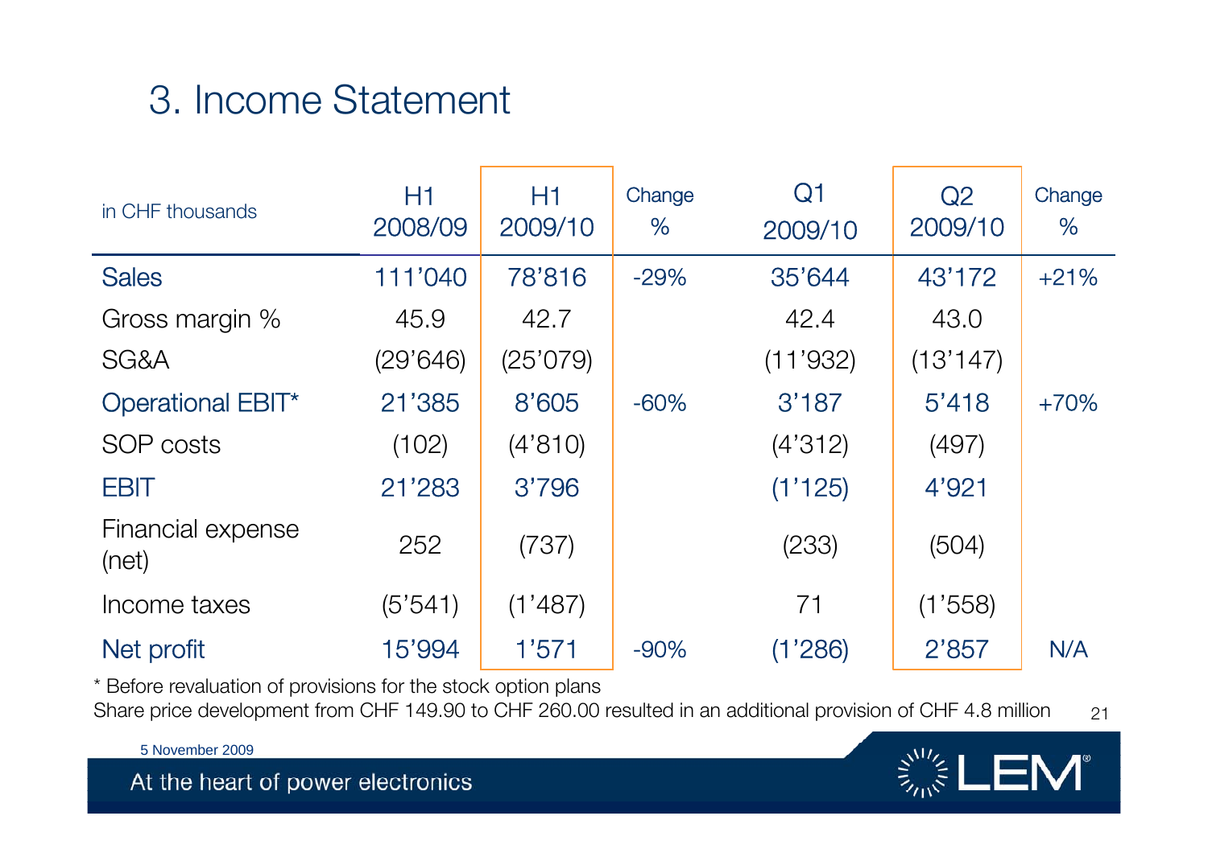# 3. Income Statement

| in CHF thousands | H1 2008/09 | H1 2009/10 | Change % | Q1 2009/10 | Q2 2009/10 | Change % |
|---|---|---|---|---|---|---|
| Sales | 111'040 | 78'816 | -29% | 35'644 | 43'172 | +21% |
| Gross margin % | 45.9 | 42.7 | | 42.4 | 43.0 | |
| SG&A | (29'646) | (25'079) | | (11'932) | (13'147) | |
| Operational EBIT* | 21'385 | 8'605 | -60% | 3'187 | 5'418 | +70% |
| SOP costs | (102) | (4'810) | | (4'312) | (497) | |
| EBIT | 21'283 | 3'796 | | (1'125) | 4'921 | |
| Financial expense (net) | 252 | (737) | | (233) | (504) | |
| Income taxes | (5'541) | (1'487) | | 71 | (1'558) | |
| Net profit | 15'994 | 1'571 | -90% | (1'286) | 2'857 | N/A |

* Before revaluation of provisions for the stock option plans

Share price development from CHF 149.90 to CHF 260.00 resulted in an additional provision of CHF 4.8 million

5 November 2009

At the heart of power electronics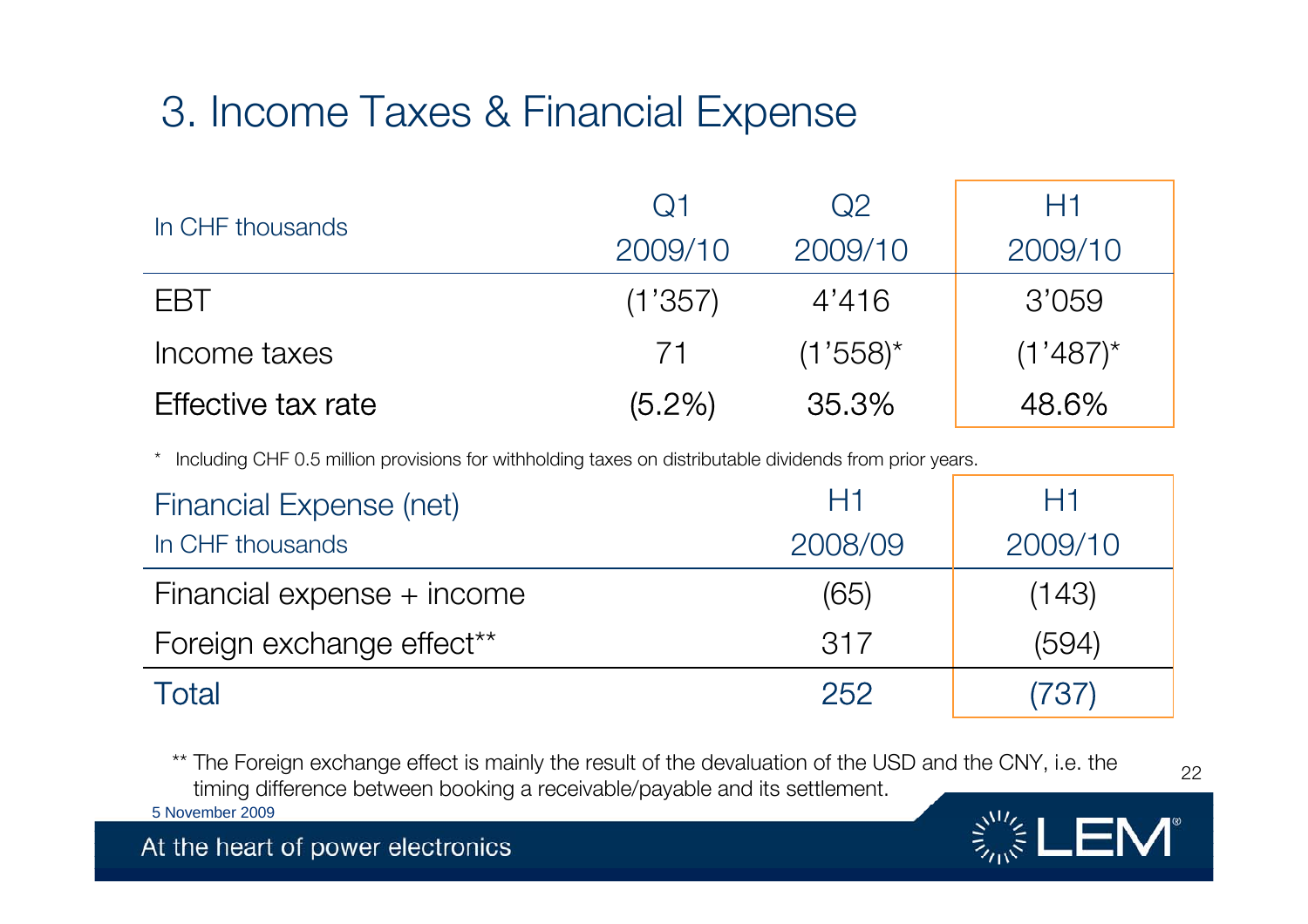# 3. Income Taxes & Financial Expense

| In CHF thousands | Q1 2009/10 | Q2 2009/10 | H1 2009/10 |
|---|---|---|---|
| EBT | (1'357) | 4'416 | 3'059 |
| Income taxes | 71 | (1'558)* | (1'487)* |
| Effective tax rate | (5.2%) | 35.3% | 48.6% |

\* Including CHF 0.5 million provisions for withholding taxes on distributable dividends from prior years.

| Financial Expense (net) In CHF thousands | H1 2008/09 | H1 2009/10 |
|---|---|---|
| Financial expense + income | (65) | (143) |
| Foreign exchange effect** | 317 | (594) |
| Total | 252 | (737) |

\** The Foreign exchange effect is mainly the result of the devaluation of the USD and the CNY, i.e. the timing difference between booking a receivable/payable and its settlement.

5 November 2009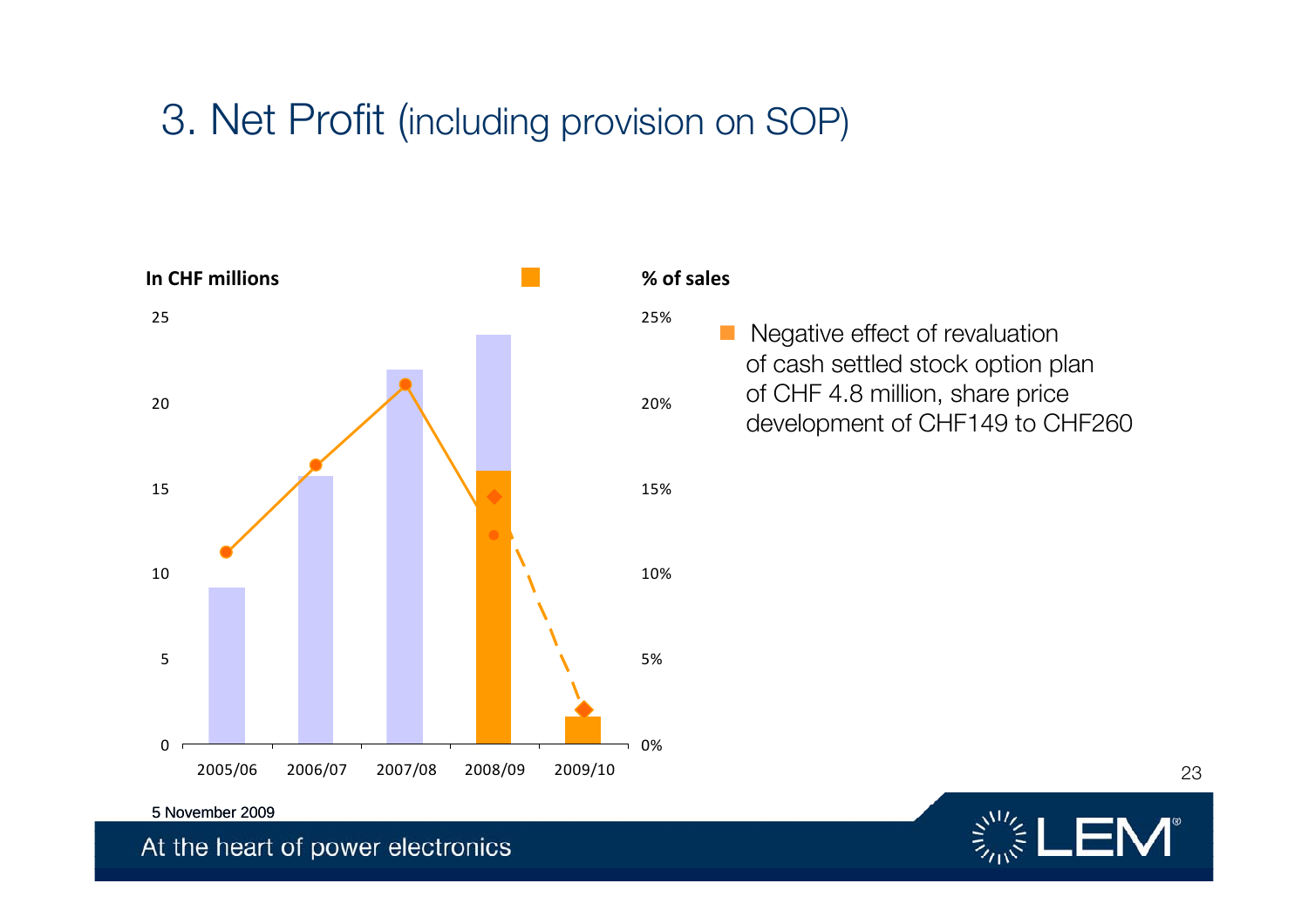# 3. Net Profit (including provision on SOP)

In CHF millions

% of sales

| | 2005/06 | 2006/07 | 2007/08 | 2008/09 | 2009/10 |
|---|---|---|---|---|---|

- Negative effect of revaluation of cash settled stock option plan of CHF 4.8 million, share price development of CHF149 to CHF260

5 November 2009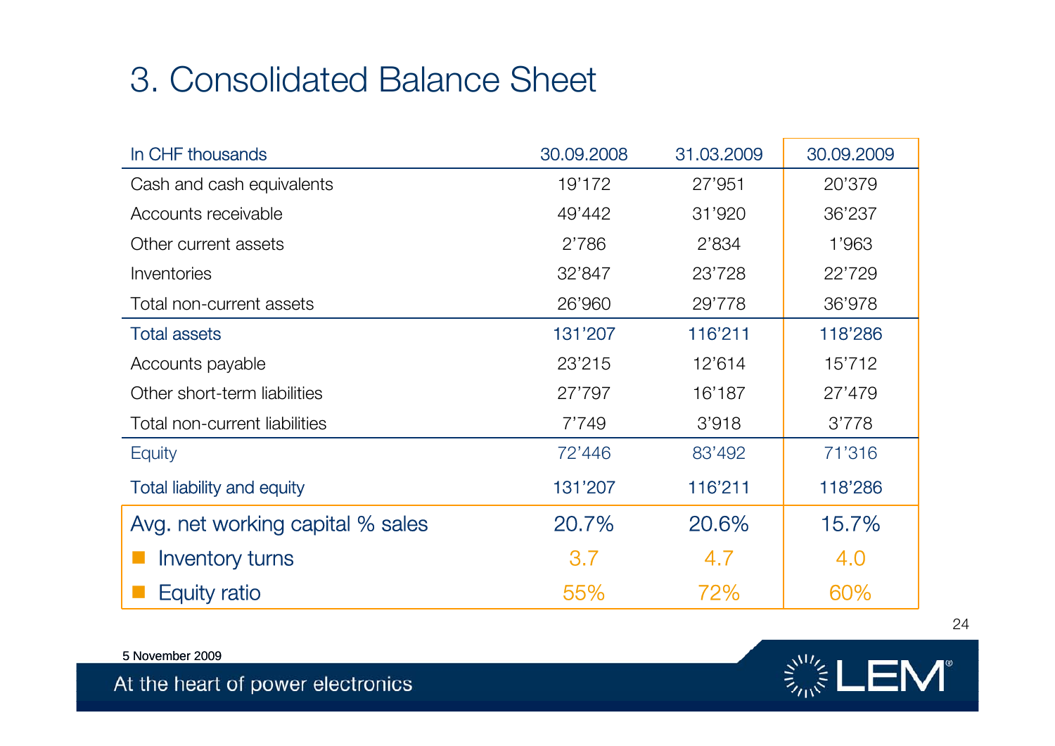# 3. Consolidated Balance Sheet

| In CHF thousands | 30.09.2008 | 31.03.2009 | 30.09.2009 |
|---|---|---|---|
| Cash and cash equivalents | 19'172 | 27'951 | 20'379 |
| Accounts receivable | 49'442 | 31'920 | 36'237 |
| Other current assets | 2'786 | 2'834 | 1'963 |
| Inventories | 32'847 | 23'728 | 22'729 |
| Total non-current assets | 26'960 | 29'778 | 36'978 |
| Total assets | 131'207 | 116'211 | 118'286 |
| Accounts payable | 23'215 | 12'614 | 15'712 |
| Other short-term liabilities | 27'797 | 16'187 | 27'479 |
| Total non-current liabilities | 7'749 | 3'918 | 3'778 |
| Equity | 72'446 | 83'492 | 71'316 |
| Total liability and equity | 131'207 | 116'211 | 118'286 |
| Avg. net working capital % sales | 20.7% | 20.6% | 15.7% |
| Inventory turns | 3.7 | 4.7 | 4.0 |
| Equity ratio | 55% | 72% | 60% |

5 November 2009

At the heart of power electronics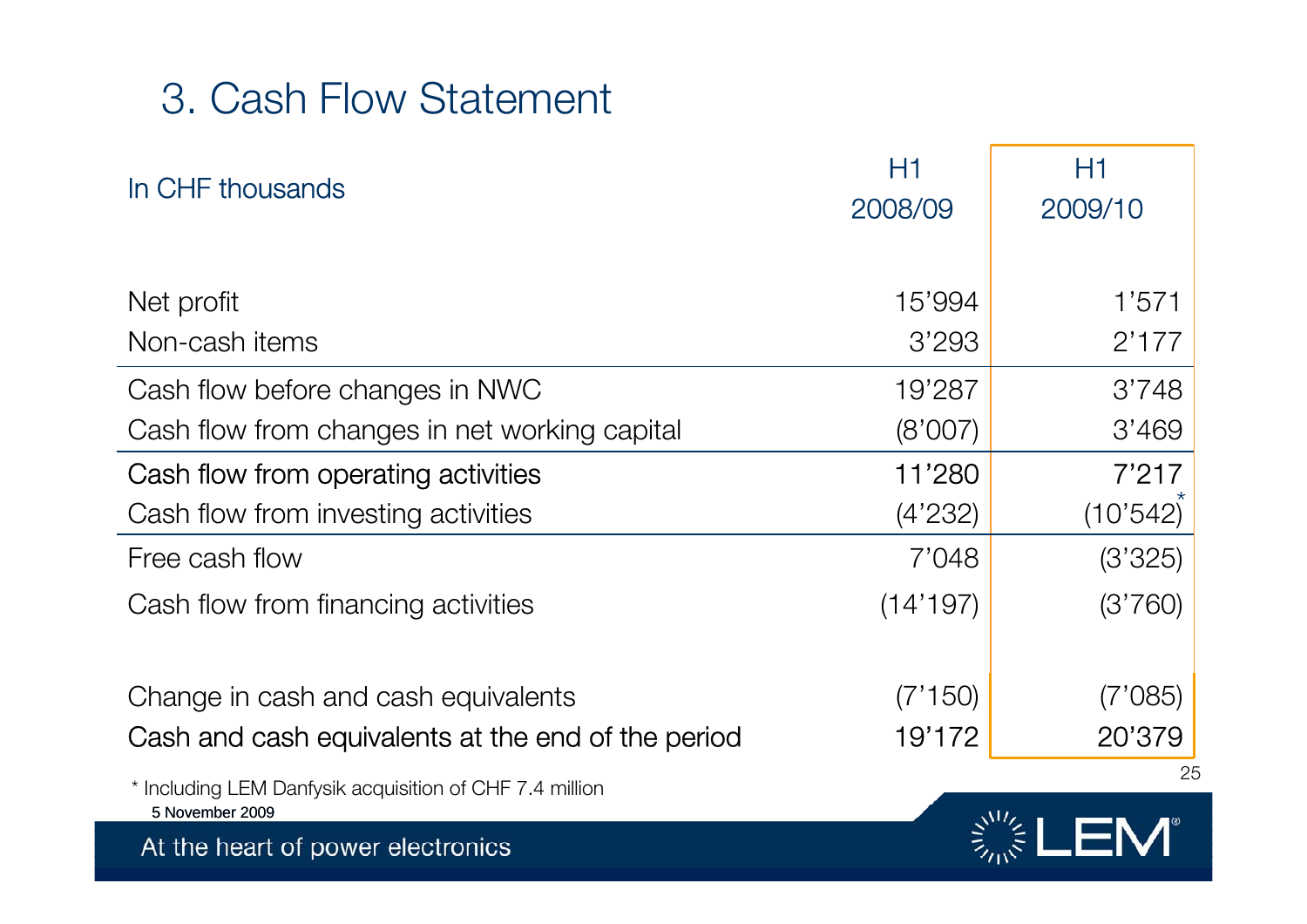# 3. Cash Flow Statement

| In CHF thousands | H1 2008/09 | H1 2009/10 |
|---|---|---|
| Net profit | 15'994 | 1'571 |
| Non-cash items | 3'293 | 2'177 |
| Cash flow before changes in NWC | 19'287 | 3'748 |
| Cash flow from changes in net working capital | (8'007) | 3'469 |
| Cash flow from operating activities | 11'280 | 7'217 |
| Cash flow from investing activities | (4'232) | (10'542)* |
| Free cash flow | 7'048 | (3'325) |
| Cash flow from financing activities | (14'197) | (3'760) |
| Change in cash and cash equivalents | (7'150) | (7'085) |
| Cash and cash equivalents at the end of the period | 19'172 | 20'379 |

* Including LEM Danfysik acquisition of CHF 7.4 million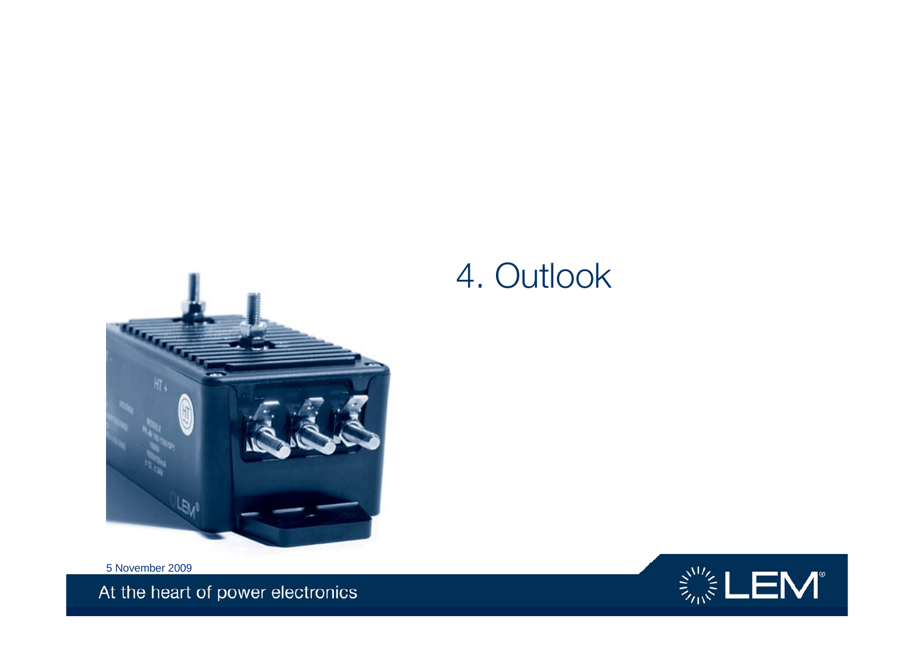# 4. Outlook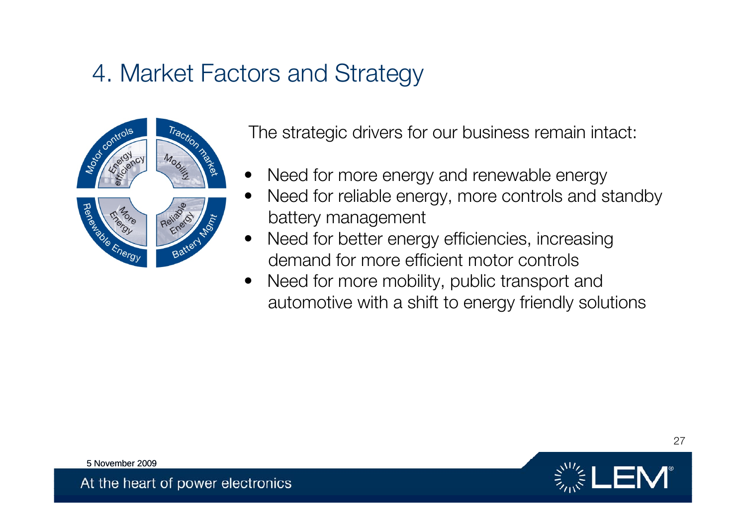# 4. Market Factors and Strategy

The strategic drivers for our business remain intact:

- Need for more energy and renewable energy
- Need for reliable energy, more controls and standby battery management
- Need for better energy efficiencies, increasing demand for more efficient motor controls
- Need for more mobility, public transport and automotive with a shift to energy friendly solutions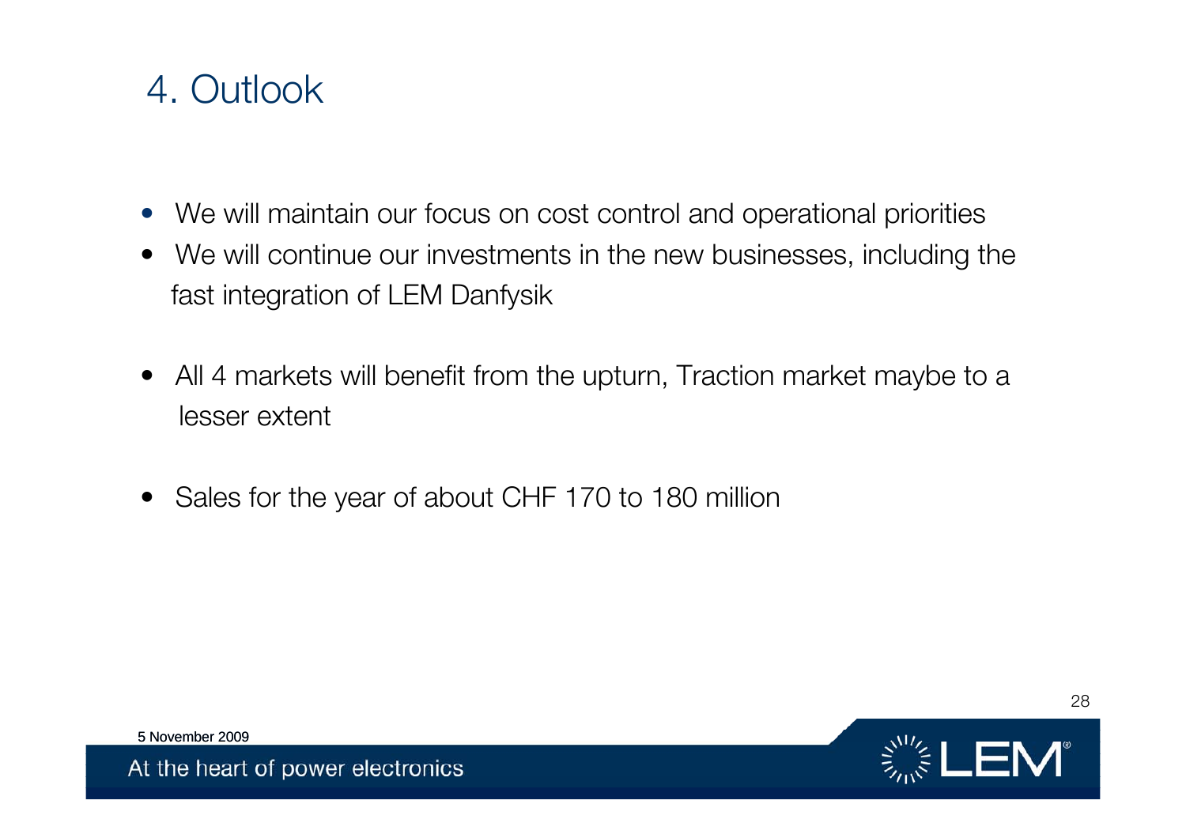# 4. Outlook

- We will maintain our focus on cost control and operational priorities
- We will continue our investments in the new businesses, including the fast integration of LEM Danfysik

- All 4 markets will benefit from the upturn, Traction market maybe to a lesser extent

- Sales for the year of about CHF 170 to 180 million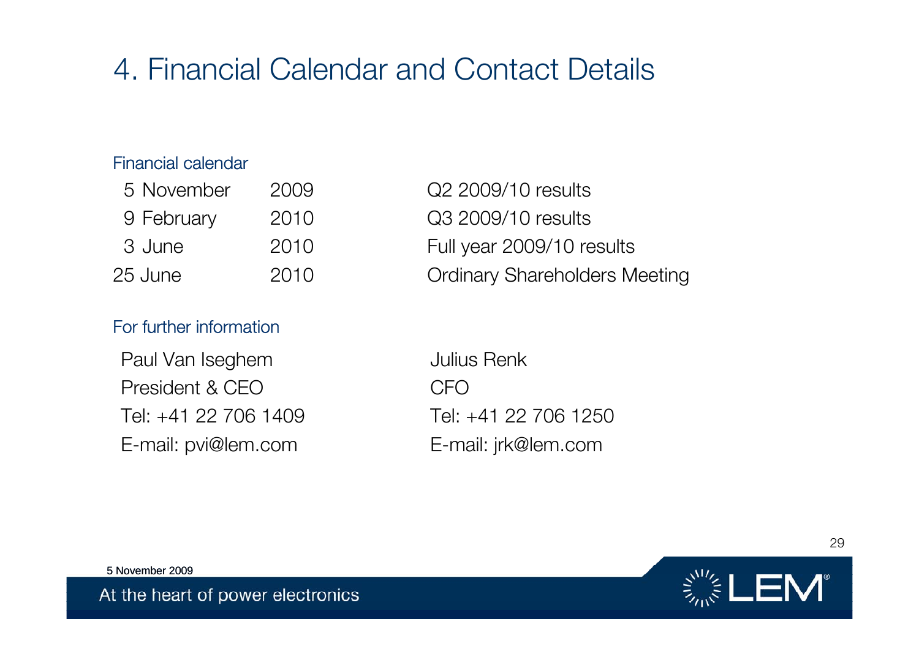# 4. Financial Calendar and Contact Details

## Financial calendar

| | | |
|---|---|---|
| 5 November | 2009 | Q2 2009/10 results |
| 9 February | 2010 | Q3 2009/10 results |
| 3 June | 2010 | Full year 2009/10 results |
| 25 June | 2010 | Ordinary Shareholders Meeting |

## For further information

Paul Van Iseghem
President & CEO
Tel: +41 22 706 1409
E-mail: pvi@lem.com

Julius Renk
CFO
Tel: +41 22 706 1250
E-mail: jrk@lem.com